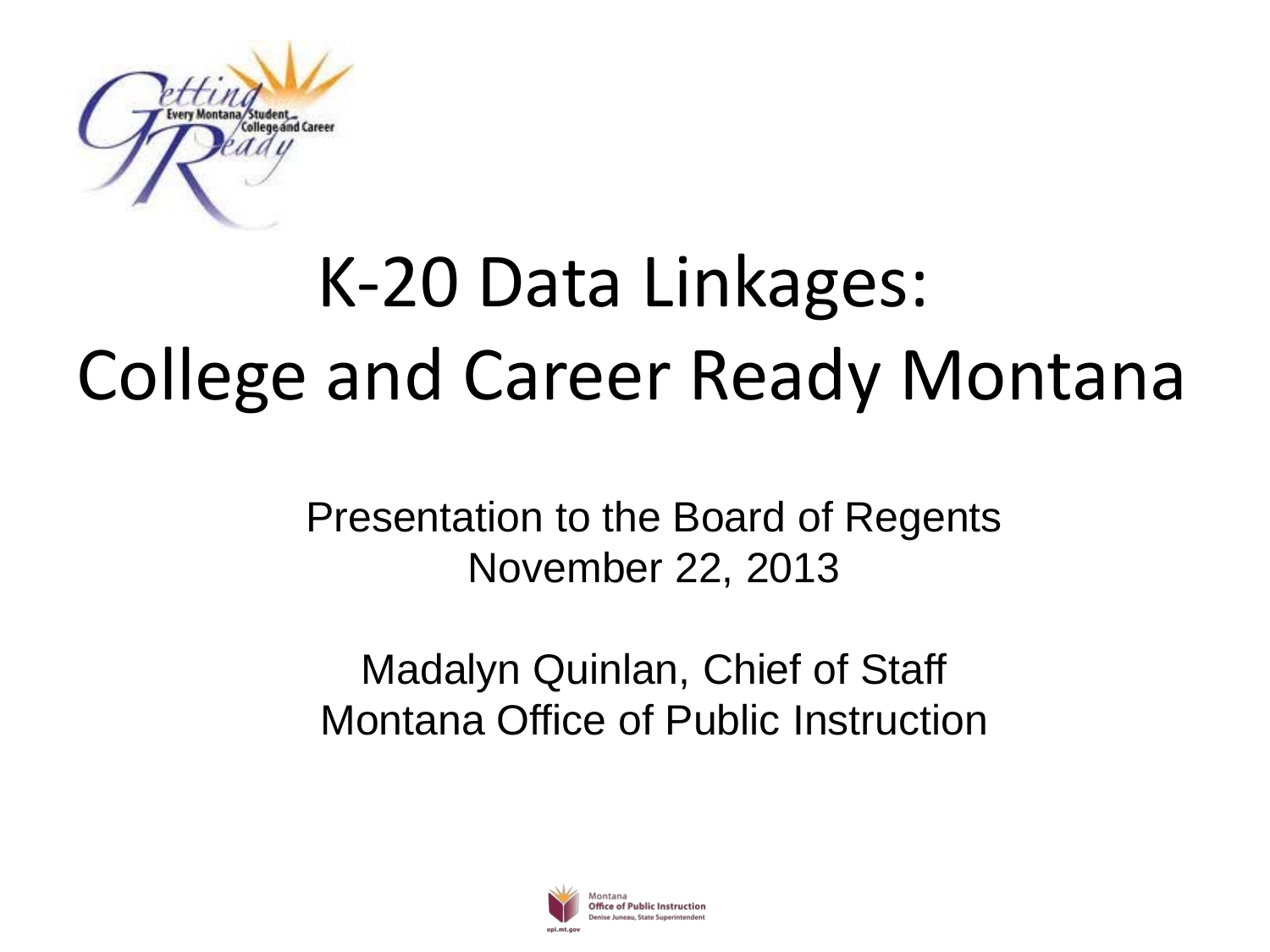# K-20 Data Linkages: College and Career Ready Montana

Presentation to the Board of Regents
November 22, 2013

Madalyn Quinlan, Chief of Staff
Montana Office of Public Instruction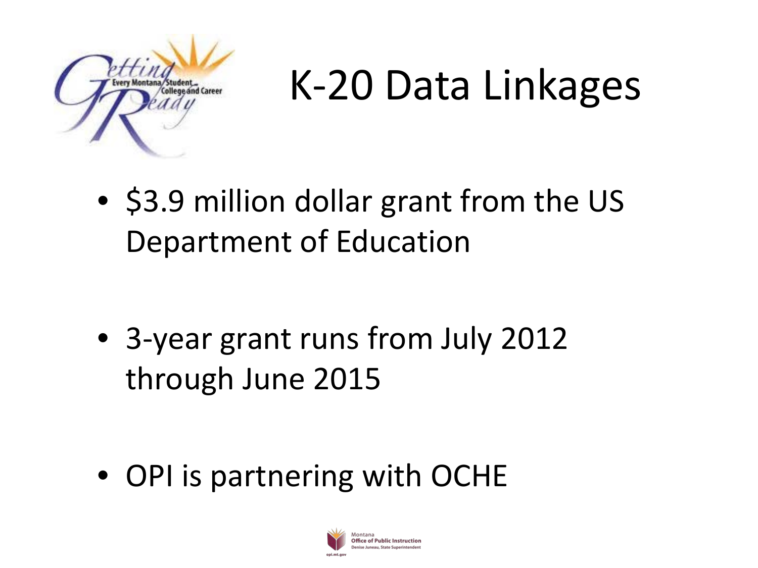# K-20 Data Linkages

- $3.9 million dollar grant from the US Department of Education
- 3-year grant runs from July 2012 through June 2015
- OPI is partnering with OCHE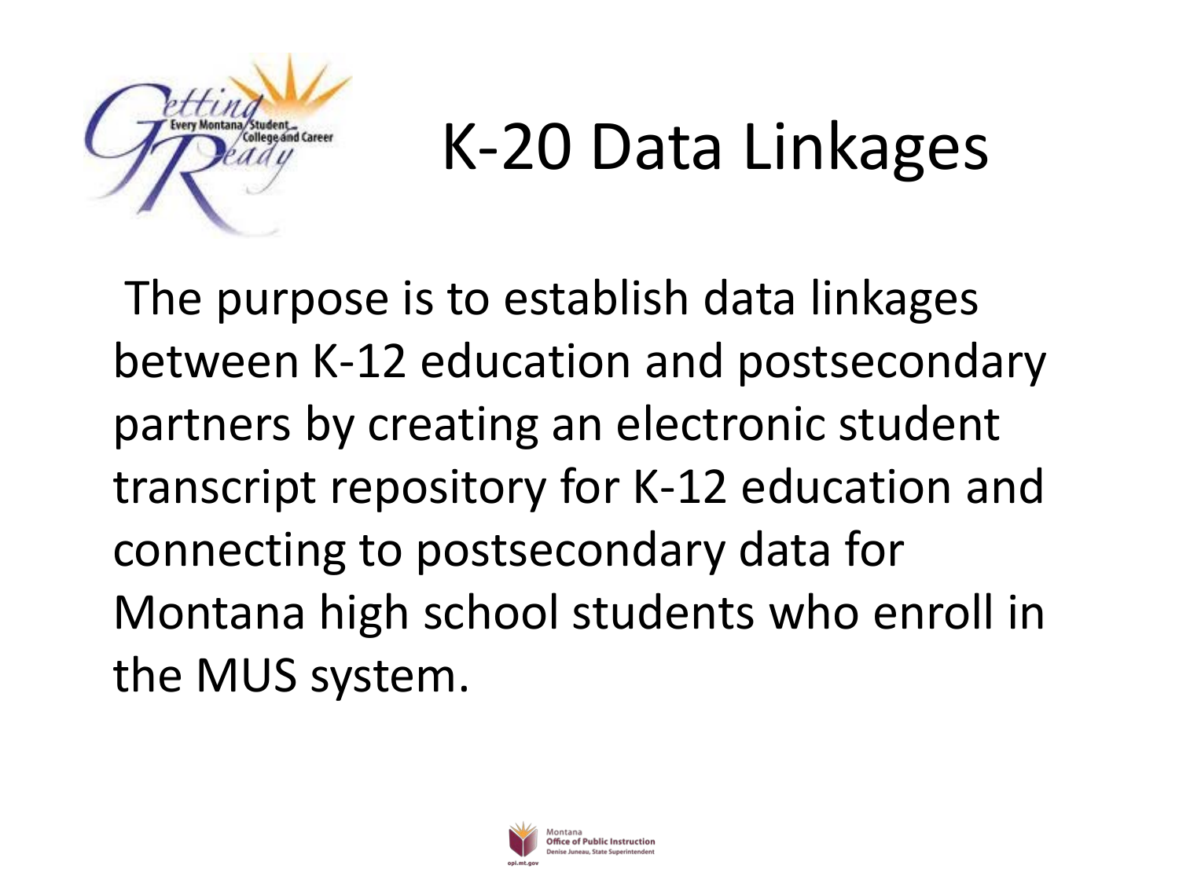# K-20 Data Linkages

The purpose is to establish data linkages between K-12 education and postsecondary partners by creating an electronic student transcript repository for K-12 education and connecting to postsecondary data for Montana high school students who enroll in the MUS system.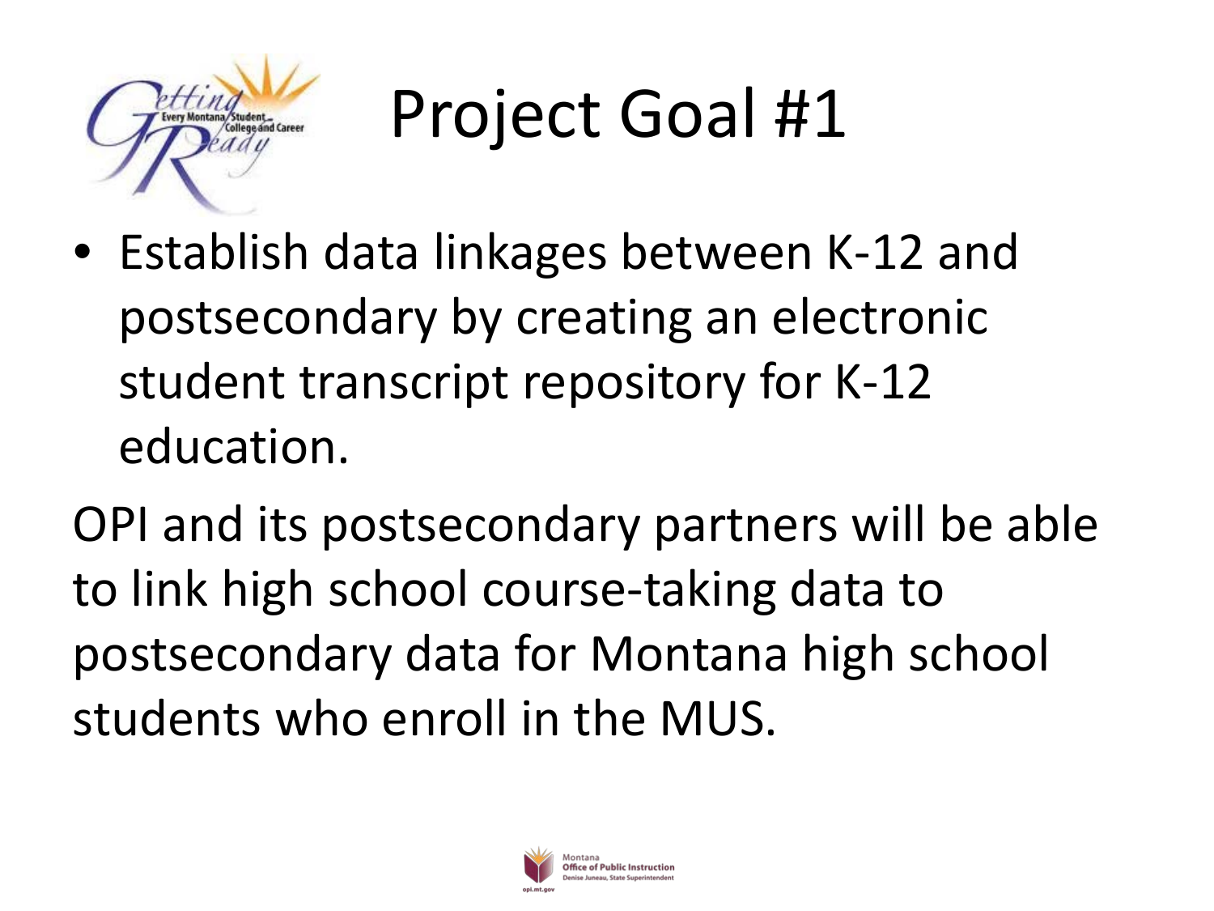# Project Goal #1

- Establish data linkages between K-12 and postsecondary by creating an electronic student transcript repository for K-12 education.

OPI and its postsecondary partners will be able to link high school course-taking data to postsecondary data for Montana high school students who enroll in the MUS.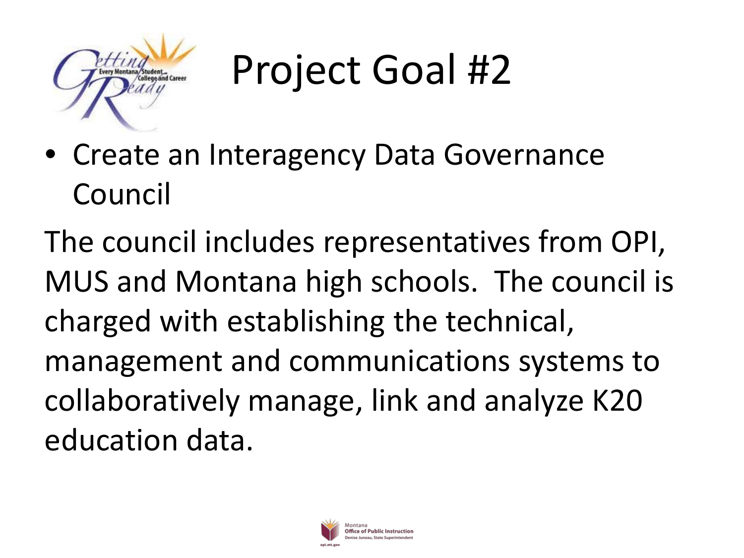# Project Goal #2

- Create an Interagency Data Governance Council

The council includes representatives from OPI, MUS and Montana high schools. The council is charged with establishing the technical, management and communications systems to collaboratively manage, link and analyze K20 education data.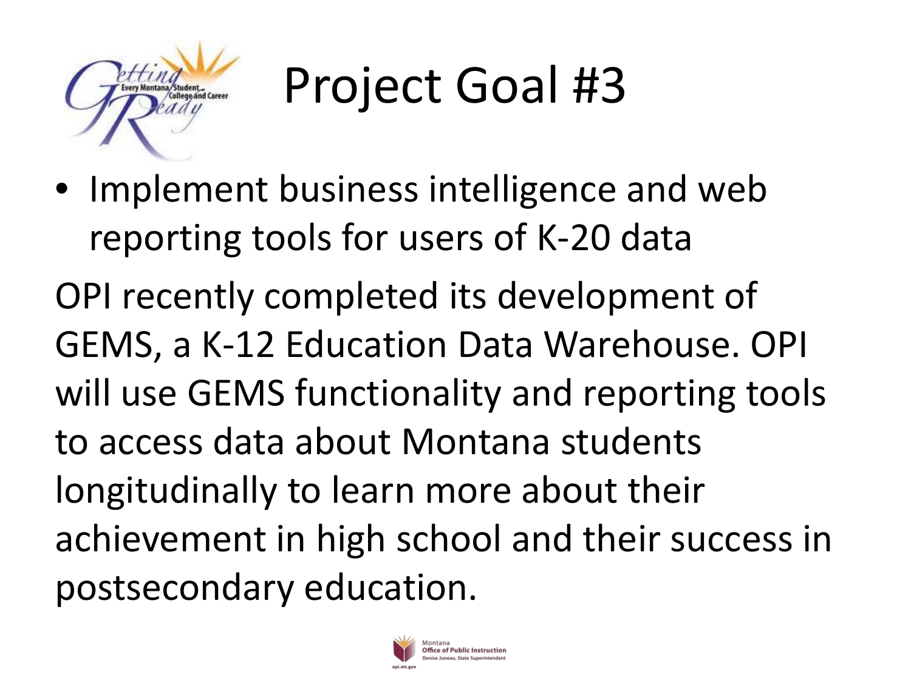# Project Goal #3

- Implement business intelligence and web reporting tools for users of K-20 data

OPI recently completed its development of GEMS, a K-12 Education Data Warehouse. OPI will use GEMS functionality and reporting tools to access data about Montana students longitudinally to learn more about their achievement in high school and their success in postsecondary education.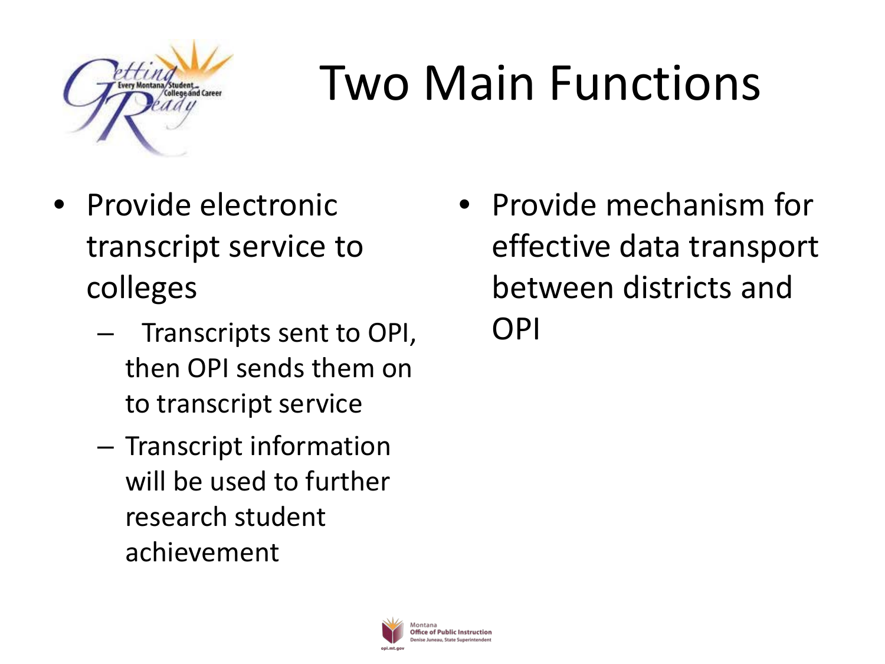# Two Main Functions

- Provide electronic transcript service to colleges
  - Transcripts sent to OPI, then OPI sends them on to transcript service
  - Transcript information will be used to further research student achievement
- Provide mechanism for effective data transport between districts and OPI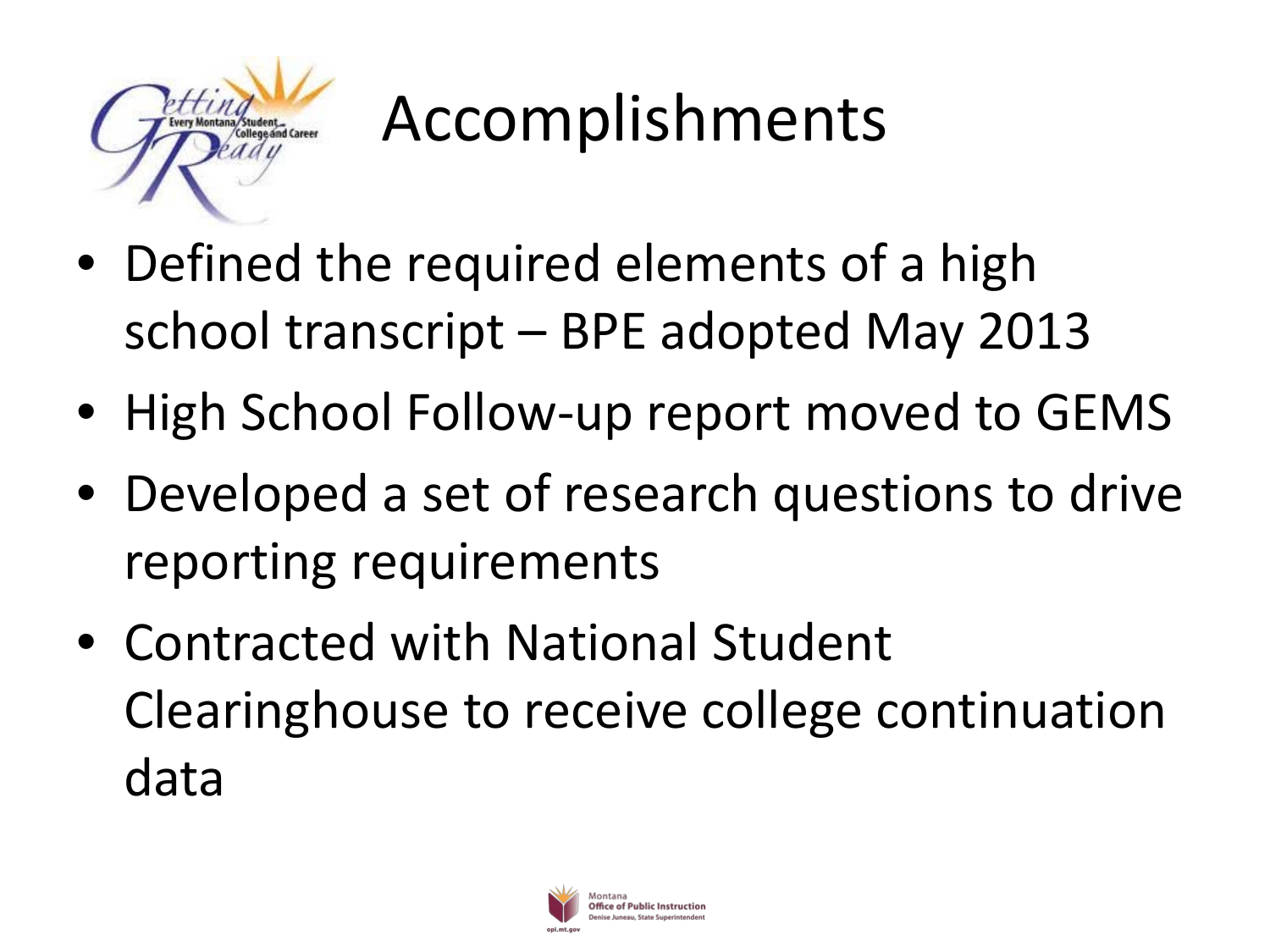# Accomplishments

- Defined the required elements of a high school transcript – BPE adopted May 2013
- High School Follow-up report moved to GEMS
- Developed a set of research questions to drive reporting requirements
- Contracted with National Student Clearinghouse to receive college continuation data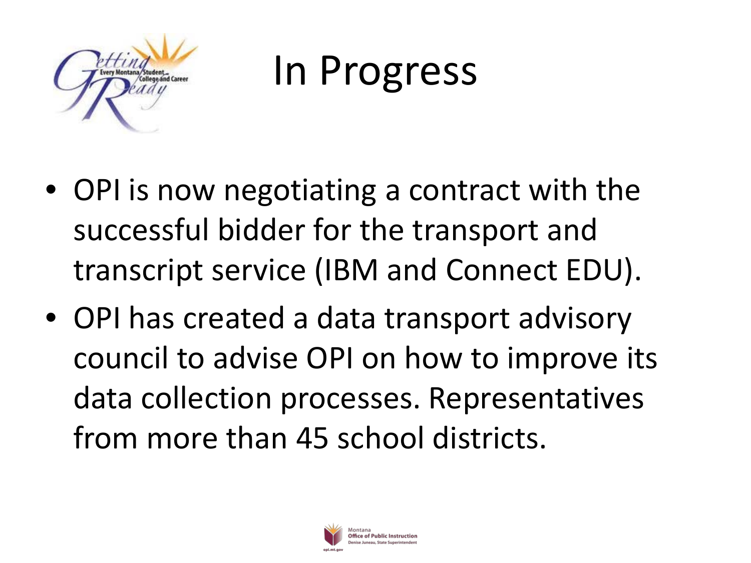# In Progress

- OPI is now negotiating a contract with the successful bidder for the transport and transcript service (IBM and Connect EDU).
- OPI has created a data transport advisory council to advise OPI on how to improve its data collection processes. Representatives from more than 45 school districts.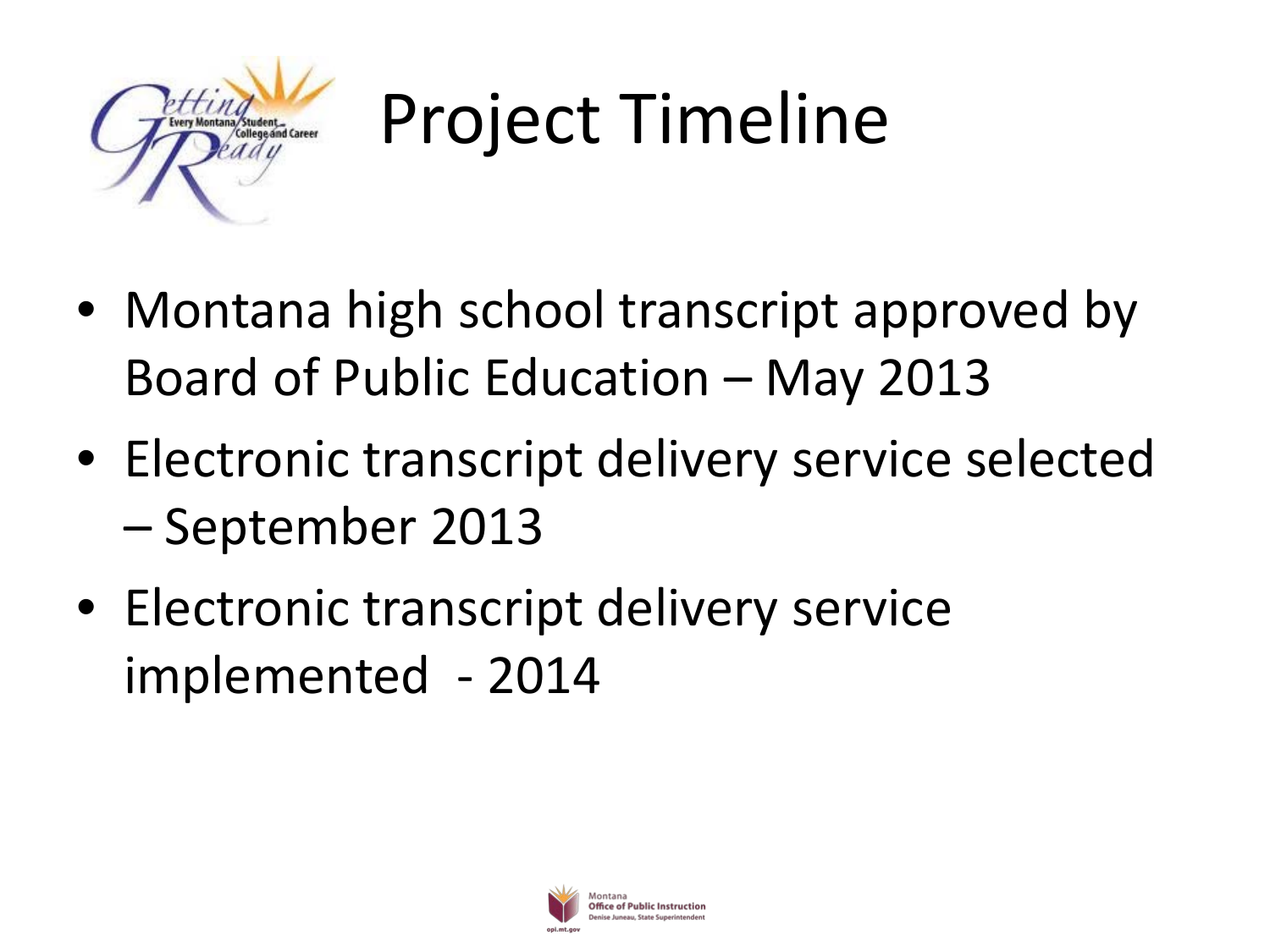# Project Timeline

- Montana high school transcript approved by Board of Public Education – May 2013
- Electronic transcript delivery service selected – September 2013
- Electronic transcript delivery service implemented - 2014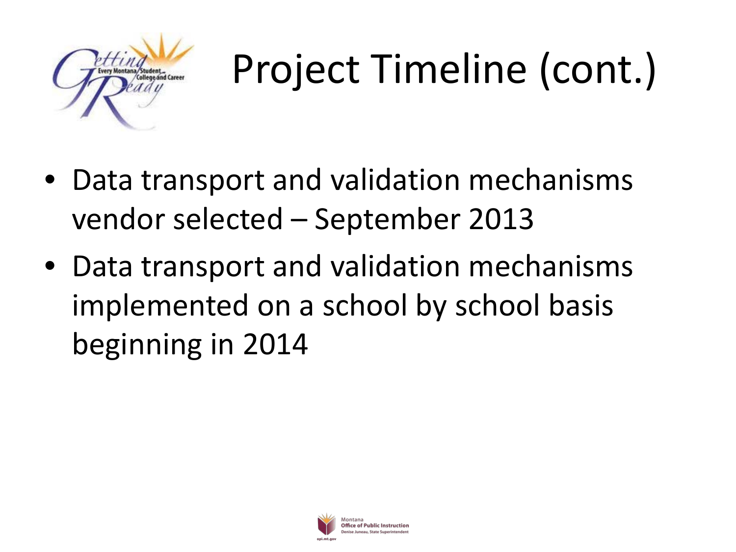# Project Timeline (cont.)

- Data transport and validation mechanisms vendor selected – September 2013
- Data transport and validation mechanisms implemented on a school by school basis beginning in 2014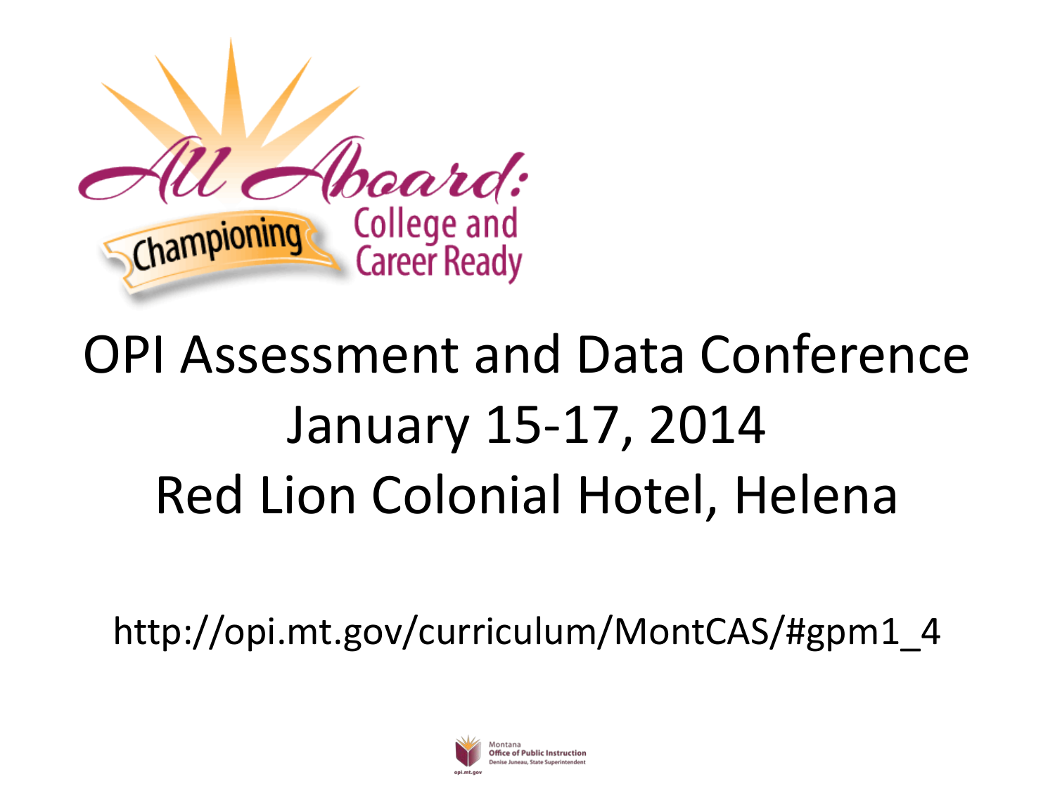All Aboard: Championing College and Career Ready

# OPI Assessment and Data Conference

January 15-17, 2014

Red Lion Colonial Hotel, Helena

http://opi.mt.gov/curriculum/MontCAS/#gpm1_4

Montana Office of Public Instruction
Denise Juneau, State Superintendent
opi.mt.gov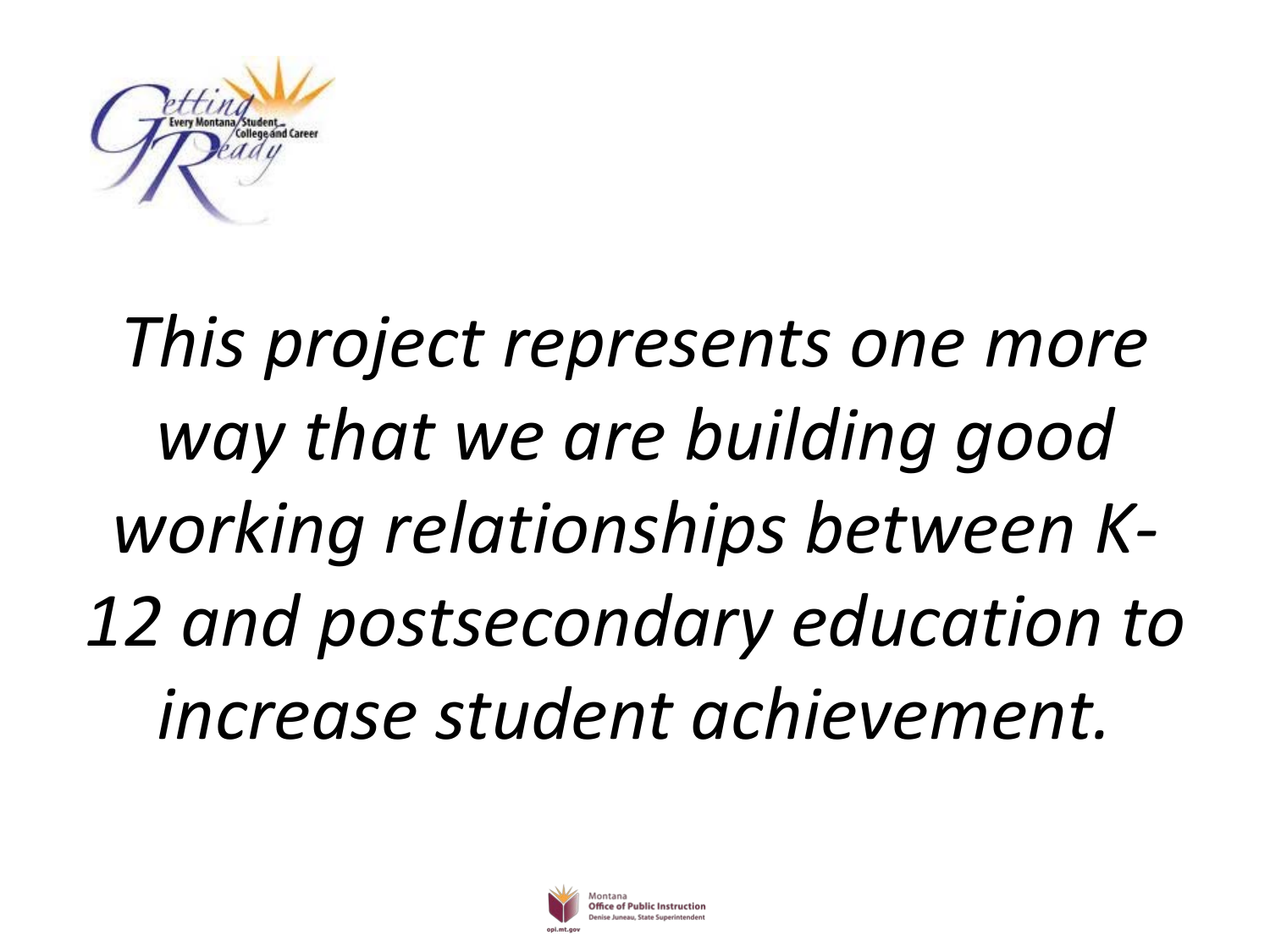*This project represents one more way that we are building good working relationships between K-12 and postsecondary education to increase student achievement.*